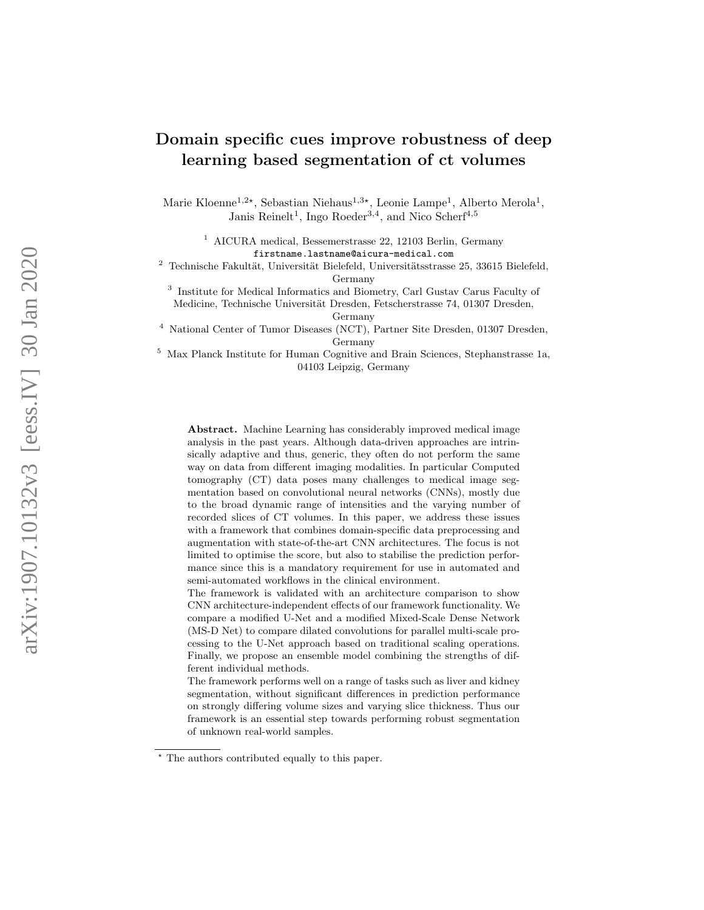# Domain specific cues improve robustness of deep learning based segmentation of ct volumes

Marie Kloenne[1,2⋆], Sebastian Niehaus[1,3⋆], Leonie Lampe[1], Alberto Merola[1], Janis Reinelt[1], Ingo Roeder[3,4], and Nico Scherf[4,5]

[1] AICURA medical, Bessemerstrasse 22, 12103 Berlin, Germany
firstname.lastname@aicura-medical.com

[2] Technische Fakultät, Universität Bielefeld, Universitätsstrasse 25, 33615 Bielefeld, Germany

[3] Institute for Medical Informatics and Biometry, Carl Gustav Carus Faculty of Medicine, Technische Universität Dresden, Fetscherstrasse 74, 01307 Dresden, Germany

[4] National Center of Tumor Diseases (NCT), Partner Site Dresden, 01307 Dresden, Germany

[5] Max Planck Institute for Human Cognitive and Brain Sciences, Stephanstrasse 1a, 04103 Leipzig, Germany

**Abstract.** Machine Learning has considerably improved medical image analysis in the past years. Although data-driven approaches are intrinsically adaptive and thus, generic, they often do not perform the same way on data from different imaging modalities. In particular Computed tomography (CT) data poses many challenges to medical image segmentation based on convolutional neural networks (CNNs), mostly due to the broad dynamic range of intensities and the varying number of recorded slices of CT volumes. In this paper, we address these issues with a framework that combines domain-specific data preprocessing and augmentation with state-of-the-art CNN architectures. The focus is not limited to optimise the score, but also to stabilise the prediction performance since this is a mandatory requirement for use in automated and semi-automated workflows in the clinical environment.

The framework is validated with an architecture comparison to show CNN architecture-independent effects of our framework functionality. We compare a modified U-Net and a modified Mixed-Scale Dense Network (MS-D Net) to compare dilated convolutions for parallel multi-scale processing to the U-Net approach based on traditional scaling operations. Finally, we propose an ensemble model combining the strengths of different individual methods.

The framework performs well on a range of tasks such as liver and kidney segmentation, without significant differences in prediction performance on strongly differing volume sizes and varying slice thickness. Thus our framework is an essential step towards performing robust segmentation of unknown real-world samples.

⋆ The authors contributed equally to this paper.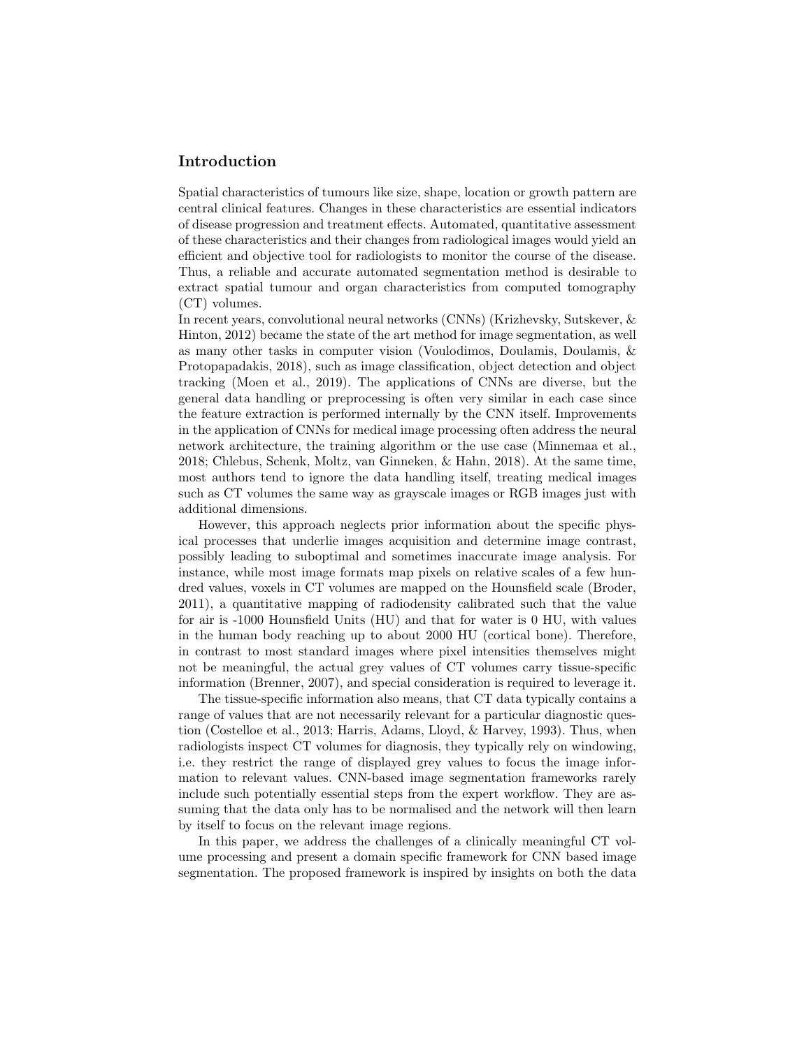## Introduction

Spatial characteristics of tumours like size, shape, location or growth pattern are central clinical features. Changes in these characteristics are essential indicators of disease progression and treatment effects. Automated, quantitative assessment of these characteristics and their changes from radiological images would yield an efficient and objective tool for radiologists to monitor the course of the disease. Thus, a reliable and accurate automated segmentation method is desirable to extract spatial tumour and organ characteristics from computed tomography (CT) volumes.

In recent years, convolutional neural networks (CNNs) (Krizhevsky, Sutskever, & Hinton, 2012) became the state of the art method for image segmentation, as well as many other tasks in computer vision (Voulodimos, Doulamis, Doulamis, & Protopapadakis, 2018), such as image classification, object detection and object tracking (Moen et al., 2019). The applications of CNNs are diverse, but the general data handling or preprocessing is often very similar in each case since the feature extraction is performed internally by the CNN itself. Improvements in the application of CNNs for medical image processing often address the neural network architecture, the training algorithm or the use case (Minnemaa et al., 2018; Chlebus, Schenk, Moltz, van Ginneken, & Hahn, 2018). At the same time, most authors tend to ignore the data handling itself, treating medical images such as CT volumes the same way as grayscale images or RGB images just with additional dimensions.

However, this approach neglects prior information about the specific physical processes that underlie images acquisition and determine image contrast, possibly leading to suboptimal and sometimes inaccurate image analysis. For instance, while most image formats map pixels on relative scales of a few hundred values, voxels in CT volumes are mapped on the Hounsfield scale (Broder, 2011), a quantitative mapping of radiodensity calibrated such that the value for air is -1000 Hounsfield Units (HU) and that for water is 0 HU, with values in the human body reaching up to about 2000 HU (cortical bone). Therefore, in contrast to most standard images where pixel intensities themselves might not be meaningful, the actual grey values of CT volumes carry tissue-specific information (Brenner, 2007), and special consideration is required to leverage it.

The tissue-specific information also means, that CT data typically contains a range of values that are not necessarily relevant for a particular diagnostic question (Costelloe et al., 2013; Harris, Adams, Lloyd, & Harvey, 1993). Thus, when radiologists inspect CT volumes for diagnosis, they typically rely on windowing, i.e. they restrict the range of displayed grey values to focus the image information to relevant values. CNN-based image segmentation frameworks rarely include such potentially essential steps from the expert workflow. They are assuming that the data only has to be normalised and the network will then learn by itself to focus on the relevant image regions.

In this paper, we address the challenges of a clinically meaningful CT volume processing and present a domain specific framework for CNN based image segmentation. The proposed framework is inspired by insights on both the data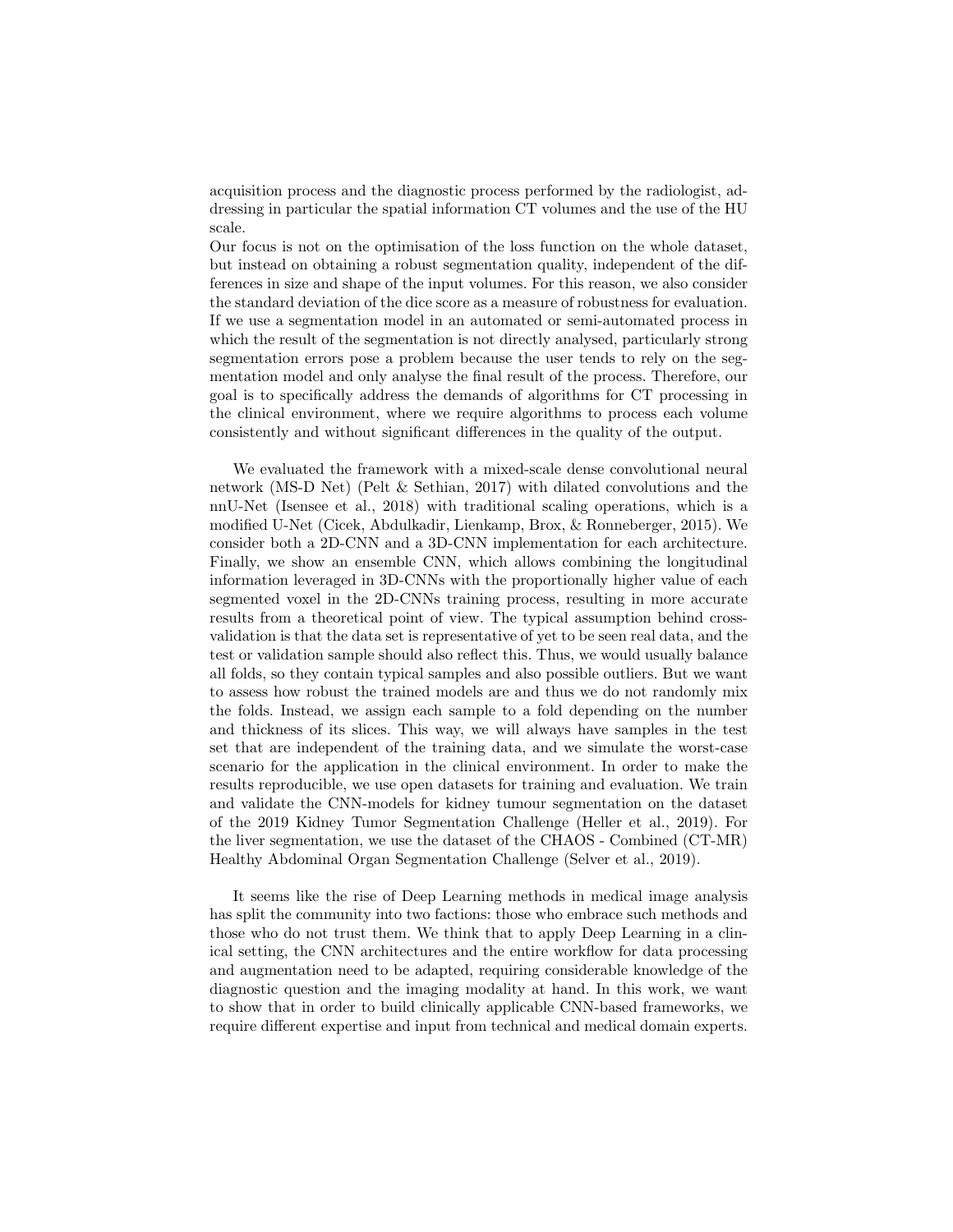acquisition process and the diagnostic process performed by the radiologist, addressing in particular the spatial information CT volumes and the use of the HU scale.
Our focus is not on the optimisation of the loss function on the whole dataset, but instead on obtaining a robust segmentation quality, independent of the differences in size and shape of the input volumes. For this reason, we also consider the standard deviation of the dice score as a measure of robustness for evaluation. If we use a segmentation model in an automated or semi-automated process in which the result of the segmentation is not directly analysed, particularly strong segmentation errors pose a problem because the user tends to rely on the segmentation model and only analyse the final result of the process. Therefore, our goal is to specifically address the demands of algorithms for CT processing in the clinical environment, where we require algorithms to process each volume consistently and without significant differences in the quality of the output.

We evaluated the framework with a mixed-scale dense convolutional neural network (MS-D Net) (Pelt & Sethian, 2017) with dilated convolutions and the nnU-Net (Isensee et al., 2018) with traditional scaling operations, which is a modified U-Net (Cicek, Abdulkadir, Lienkamp, Brox, & Ronneberger, 2015). We consider both a 2D-CNN and a 3D-CNN implementation for each architecture. Finally, we show an ensemble CNN, which allows combining the longitudinal information leveraged in 3D-CNNs with the proportionally higher value of each segmented voxel in the 2D-CNNs training process, resulting in more accurate results from a theoretical point of view. The typical assumption behind cross-validation is that the data set is representative of yet to be seen real data, and the test or validation sample should also reflect this. Thus, we would usually balance all folds, so they contain typical samples and also possible outliers. But we want to assess how robust the trained models are and thus we do not randomly mix the folds. Instead, we assign each sample to a fold depending on the number and thickness of its slices. This way, we will always have samples in the test set that are independent of the training data, and we simulate the worst-case scenario for the application in the clinical environment. In order to make the results reproducible, we use open datasets for training and evaluation. We train and validate the CNN-models for kidney tumour segmentation on the dataset of the 2019 Kidney Tumor Segmentation Challenge (Heller et al., 2019). For the liver segmentation, we use the dataset of the CHAOS - Combined (CT-MR) Healthy Abdominal Organ Segmentation Challenge (Selver et al., 2019).

It seems like the rise of Deep Learning methods in medical image analysis has split the community into two factions: those who embrace such methods and those who do not trust them. We think that to apply Deep Learning in a clinical setting, the CNN architectures and the entire workflow for data processing and augmentation need to be adapted, requiring considerable knowledge of the diagnostic question and the imaging modality at hand. In this work, we want to show that in order to build clinically applicable CNN-based frameworks, we require different expertise and input from technical and medical domain experts.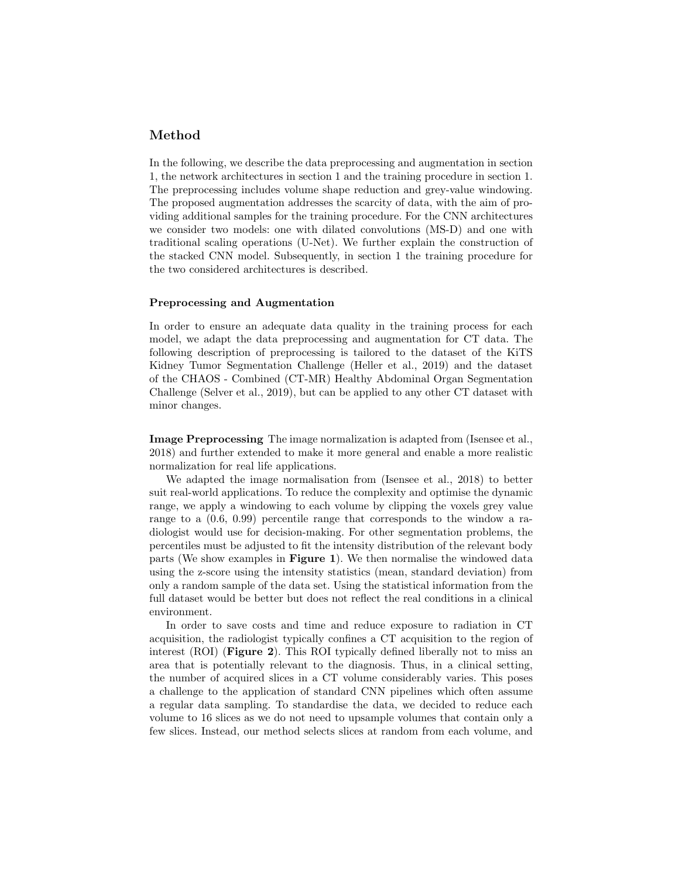## Method

In the following, we describe the data preprocessing and augmentation in section 1, the network architectures in section 1 and the training procedure in section 1. The preprocessing includes volume shape reduction and grey-value windowing. The proposed augmentation addresses the scarcity of data, with the aim of providing additional samples for the training procedure. For the CNN architectures we consider two models: one with dilated convolutions (MS-D) and one with traditional scaling operations (U-Net). We further explain the construction of the stacked CNN model. Subsequently, in section 1 the training procedure for the two considered architectures is described.

### Preprocessing and Augmentation

In order to ensure an adequate data quality in the training process for each model, we adapt the data preprocessing and augmentation for CT data. The following description of preprocessing is tailored to the dataset of the KiTS Kidney Tumor Segmentation Challenge (Heller et al., 2019) and the dataset of the CHAOS - Combined (CT-MR) Healthy Abdominal Organ Segmentation Challenge (Selver et al., 2019), but can be applied to any other CT dataset with minor changes.

**Image Preprocessing** The image normalization is adapted from (Isensee et al., 2018) and further extended to make it more general and enable a more realistic normalization for real life applications.

We adapted the image normalisation from (Isensee et al., 2018) to better suit real-world applications. To reduce the complexity and optimise the dynamic range, we apply a windowing to each volume by clipping the voxels grey value range to a (0.6, 0.99) percentile range that corresponds to the window a radiologist would use for decision-making. For other segmentation problems, the percentiles must be adjusted to fit the intensity distribution of the relevant body parts (We show examples in **Figure 1**). We then normalise the windowed data using the z-score using the intensity statistics (mean, standard deviation) from only a random sample of the data set. Using the statistical information from the full dataset would be better but does not reflect the real conditions in a clinical environment.

In order to save costs and time and reduce exposure to radiation in CT acquisition, the radiologist typically confines a CT acquisition to the region of interest (ROI) (**Figure 2**). This ROI typically defined liberally not to miss an area that is potentially relevant to the diagnosis. Thus, in a clinical setting, the number of acquired slices in a CT volume considerably varies. This poses a challenge to the application of standard CNN pipelines which often assume a regular data sampling. To standardise the data, we decided to reduce each volume to 16 slices as we do not need to upsample volumes that contain only a few slices. Instead, our method selects slices at random from each volume, and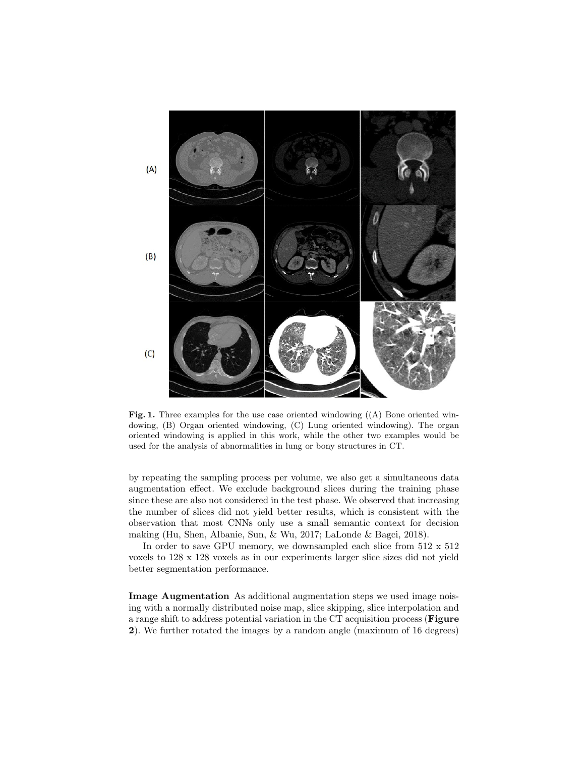**Fig. 1.** Three examples for the use case oriented windowing ((A) Bone oriented windowing, (B) Organ oriented windowing, (C) Lung oriented windowing). The organ oriented windowing is applied in this work, while the other two examples would be used for the analysis of abnormalities in lung or bony structures in CT.

by repeating the sampling process per volume, we also get a simultaneous data augmentation effect. We exclude background slices during the training phase since these are also not considered in the test phase. We observed that increasing the number of slices did not yield better results, which is consistent with the observation that most CNNs only use a small semantic context for decision making (Hu, Shen, Albanie, Sun, & Wu, 2017; LaLonde & Bagci, 2018).

In order to save GPU memory, we downsampled each slice from 512 x 512 voxels to 128 x 128 voxels as in our experiments larger slice sizes did not yield better segmentation performance.

**Image Augmentation** As additional augmentation steps we used image noising with a normally distributed noise map, slice skipping, slice interpolation and a range shift to address potential variation in the CT acquisition process (**Figure 2**). We further rotated the images by a random angle (maximum of 16 degrees)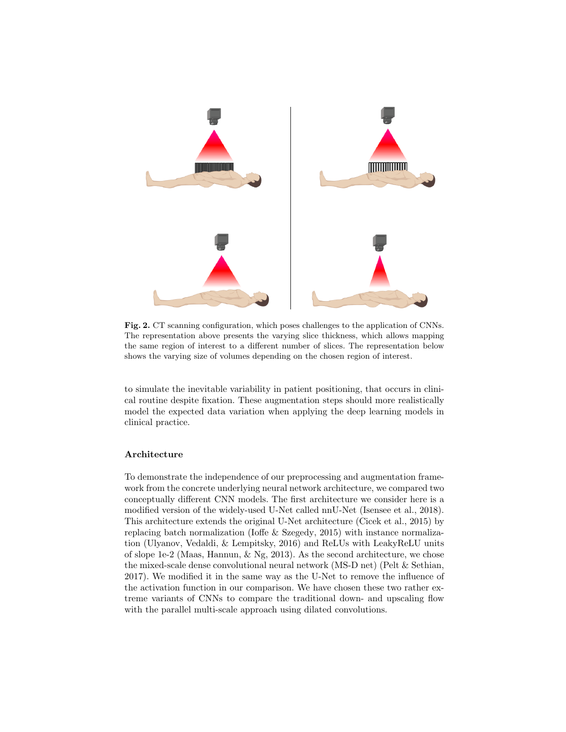**Fig. 2.** CT scanning configuration, which poses challenges to the application of CNNs. The representation above presents the varying slice thickness, which allows mapping the same region of interest to a different number of slices. The representation below shows the varying size of volumes depending on the chosen region of interest.

to simulate the inevitable variability in patient positioning, that occurs in clinical routine despite fixation. These augmentation steps should more realistically model the expected data variation when applying the deep learning models in clinical practice.

**Architecture**

To demonstrate the independence of our preprocessing and augmentation framework from the concrete underlying neural network architecture, we compared two conceptually different CNN models. The first architecture we consider here is a modified version of the widely-used U-Net called nnU-Net (Isensee et al., 2018). This architecture extends the original U-Net architecture (Cicek et al., 2015) by replacing batch normalization (Ioffe & Szegedy, 2015) with instance normalization (Ulyanov, Vedaldi, & Lempitsky, 2016) and ReLUs with LeakyReLU units of slope 1e-2 (Maas, Hannun, & Ng, 2013). As the second architecture, we chose the mixed-scale dense convolutional neural network (MS-D net) (Pelt & Sethian, 2017). We modified it in the same way as the U-Net to remove the influence of the activation function in our comparison. We have chosen these two rather extreme variants of CNNs to compare the traditional down- and upscaling flow with the parallel multi-scale approach using dilated convolutions.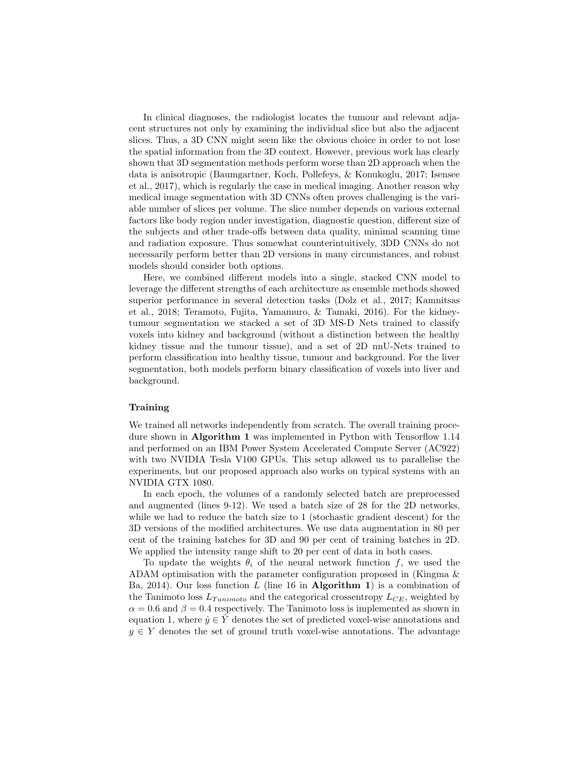In clinical diagnoses, the radiologist locates the tumour and relevant adjacent structures not only by examining the individual slice but also the adjacent slices. Thus, a 3D CNN might seem like the obvious choice in order to not lose the spatial information from the 3D context. However, previous work has clearly shown that 3D segmentation methods perform worse than 2D approach when the data is anisotropic (Baumgartner, Koch, Pollefeys, & Konukoglu, 2017; Isensee et al., 2017), which is regularly the case in medical imaging. Another reason why medical image segmentation with 3D CNNs often proves challenging is the variable number of slices per volume. The slice number depends on various external factors like body region under investigation, diagnostic question, different size of the subjects and other trade-offs between data quality, minimal scanning time and radiation exposure. Thus somewhat counterintuitively, 3DD CNNs do not necessarily perform better than 2D versions in many circumstances, and robust models should consider both options.

Here, we combined different models into a single, stacked CNN model to leverage the different strengths of each architecture as ensemble methods showed superior performance in several detection tasks (Dolz et al., 2017; Kamnitsas et al., 2018; Teramoto, Fujita, Yamamuro, & Tamaki, 2016). For the kidney-tumour segmentation we stacked a set of 3D MS-D Nets trained to classify voxels into kidney and background (without a distinction between the healthy kidney tissue and the tumour tissue), and a set of 2D nnU-Nets trained to perform classification into healthy tissue, tumour and background. For the liver segmentation, both models perform binary classification of voxels into liver and background.

### Training

We trained all networks independently from scratch. The overall training procedure shown in **Algorithm 1** was implemented in Python with Tensorflow 1.14 and performed on an IBM Power System Accelerated Compute Server (AC922) with two NVIDIA Tesla V100 GPUs. This setup allowed us to parallelise the experiments, but our proposed approach also works on typical systems with an NVIDIA GTX 1080.

In each epoch, the volumes of a randomly selected batch are preprocessed and augmented (lines 9-12). We used a batch size of 28 for the 2D networks, while we had to reduce the batch size to 1 (stochastic gradient descent) for the 3D versions of the modified architectures. We use data augmentation in 80 per cent of the training batches for 3D and 90 per cent of training batches in 2D. We applied the intensity range shift to 20 per cent of data in both cases.

To update the weights $\theta_i$ of the neural network function $f$, we used the ADAM optimisation with the parameter configuration proposed in (Kingma & Ba, 2014). Our loss function $L$ (line 16 in **Algorithm 1**) is a combination of the Tanimoto loss $L_{Tanimoto}$ and the categorical crossentropy $L_{CE}$, weighted by $\alpha = 0.6$ and $\beta = 0.4$ respectively. The Tanimoto loss is implemented as shown in equation 1, where $\hat{y} \in \hat{Y}$ denotes the set of predicted voxel-wise annotations and $y \in Y$ denotes the set of ground truth voxel-wise annotations. The advantage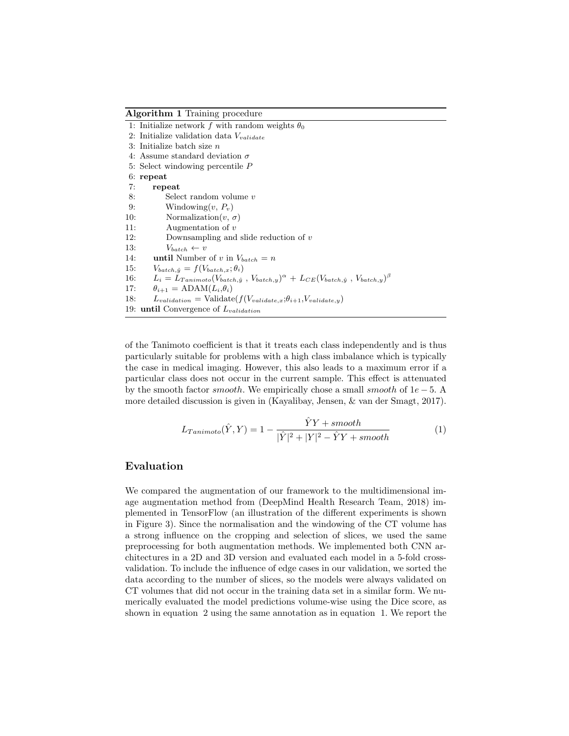**Algorithm 1** Training procedure

```
1: Initialize network f with random weights θ_0
2: Initialize validation data V_validate
3: Initialize batch size n
4: Assume standard deviation σ
5: Select windowing percentile P
6: repeat
7:     repeat
8:         Select random volume v
9:         Windowing(v, P_v)
10:        Normalization(v, σ)
11:        Augmentation of v
12:        Downsampling and slide reduction of v
13:        V_batch ← v
14:    until Number of v in V_batch = n
15:    V_batch,ŷ = f(V_batch,x; θ_i)
16:    L_i = L_Tanimoto(V_batch,ŷ , V_batch,y)^α + L_CE(V_batch,ŷ , V_batch,y)^β
17:    θ_{i+1} = ADAM(L_i,θ_i)
18:    L_validation = Validate(f(V_validate,x;θ_{i+1},V_validate,y)
19: until Convergence of L_validation
```

of the Tanimoto coefficient is that it treats each class independently and is thus particularly suitable for problems with a high class imbalance which is typically the case in medical imaging. However, this also leads to a maximum error if a particular class does not occur in the current sample. This effect is attenuated by the smooth factor *smooth*. We empirically chose a small *smooth* of $1e-5$. A more detailed discussion is given in (Kayalibay, Jensen, & van der Smagt, 2017).

$$L_{Tanimoto}(\hat{Y}, Y) = 1 - \frac{\hat{Y}Y + smooth}{|\hat{Y}|^2 + |Y|^2 - \hat{Y}Y + smooth} \tag{1}$$

## Evaluation

We compared the augmentation of our framework to the multidimensional image augmentation method from (DeepMind Health Research Team, 2018) implemented in TensorFlow (an illustration of the different experiments is shown in Figure 3). Since the normalisation and the windowing of the CT volume has a strong influence on the cropping and selection of slices, we used the same preprocessing for both augmentation methods. We implemented both CNN architectures in a 2D and 3D version and evaluated each model in a 5-fold cross-validation. To include the influence of edge cases in our validation, we sorted the data according to the number of slices, so the models were always validated on CT volumes that did not occur in the training data set in a similar form. We numerically evaluated the model predictions volume-wise using the Dice score, as shown in equation 2 using the same annotation as in equation 1. We report the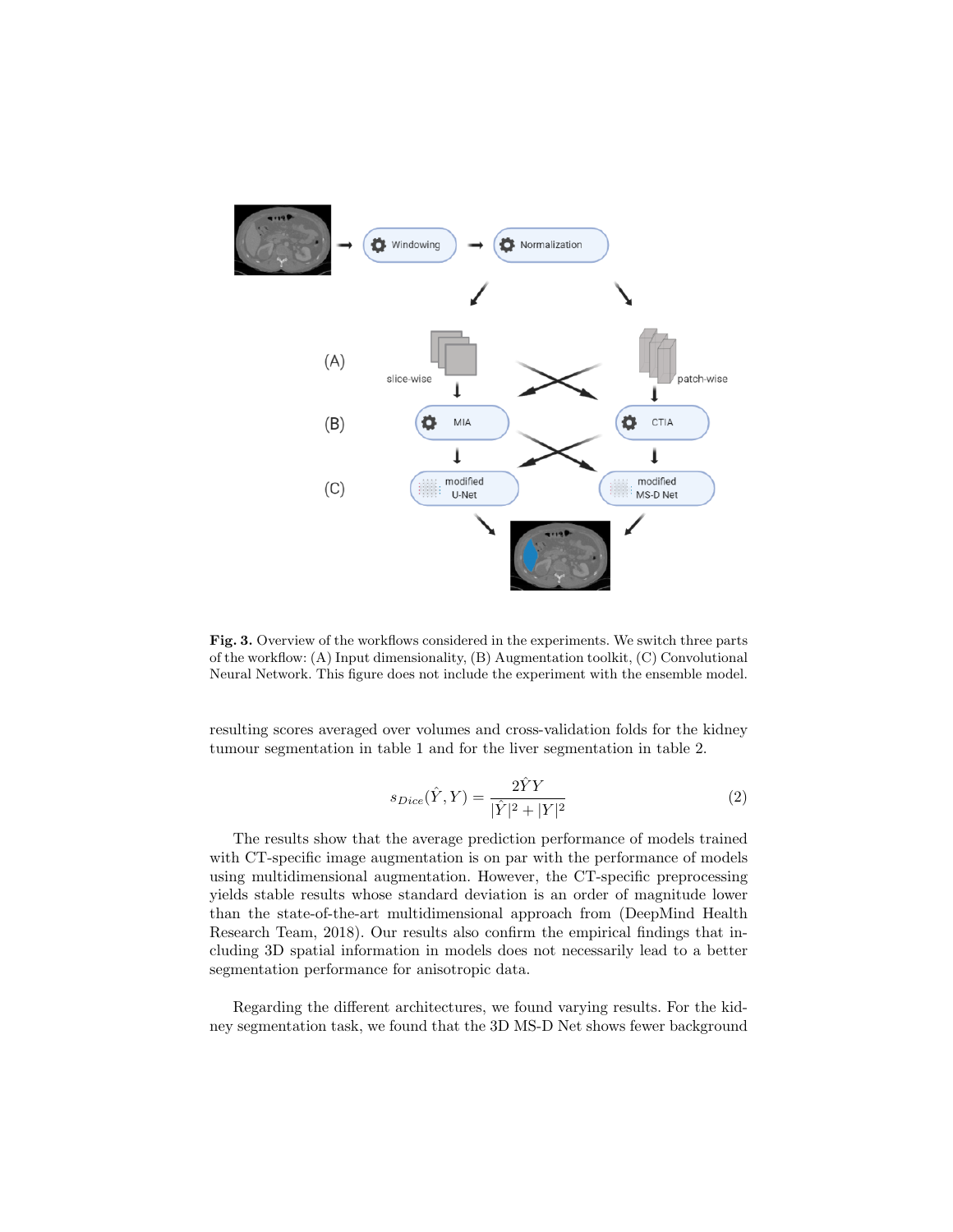**Fig. 3.** Overview of the workflows considered in the experiments. We switch three parts of the workflow: (A) Input dimensionality, (B) Augmentation toolkit, (C) Convolutional Neural Network. This figure does not include the experiment with the ensemble model.

resulting scores averaged over volumes and cross-validation folds for the kidney tumour segmentation in table 1 and for the liver segmentation in table 2.

$$s_{Dice}(\hat{Y}, Y) = \frac{2\hat{Y}Y}{|\hat{Y}|^2 + |Y|^2} \tag{2}$$

The results show that the average prediction performance of models trained with CT-specific image augmentation is on par with the performance of models using multidimensional augmentation. However, the CT-specific preprocessing yields stable results whose standard deviation is an order of magnitude lower than the state-of-the-art multidimensional approach from (DeepMind Health Research Team, 2018). Our results also confirm the empirical findings that including 3D spatial information in models does not necessarily lead to a better segmentation performance for anisotropic data.

Regarding the different architectures, we found varying results. For the kidney segmentation task, we found that the 3D MS-D Net shows fewer background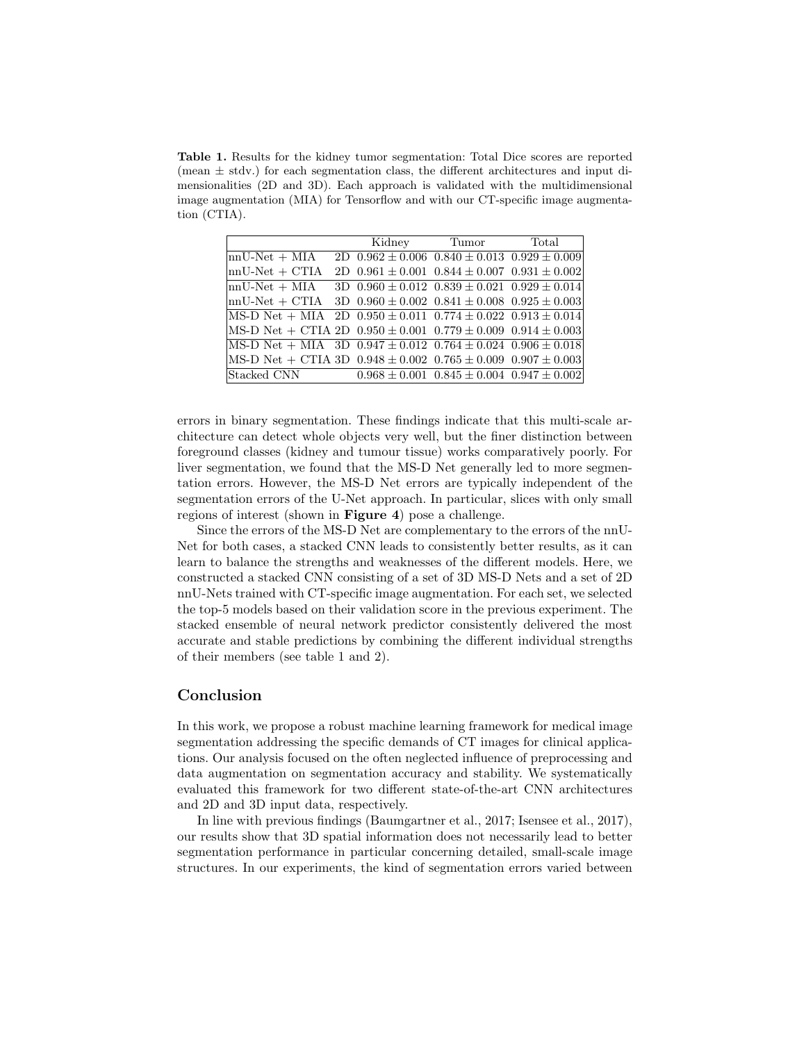**Table 1.** Results for the kidney tumor segmentation: Total Dice scores are reported (mean ± stdv.) for each segmentation class, the different architectures and input dimensionalities (2D and 3D). Each approach is validated with the multidimensional image augmentation (MIA) for Tensorflow and with our CT-specific image augmentation (CTIA).

| | | Kidney | Tumor | Total |
|---|---|---|---|---|
| nnU-Net + MIA | 2D | $0.962 \pm 0.006$ | $0.840 \pm 0.013$ | $0.929 \pm 0.009$ |
| nnU-Net + CTIA | 2D | $0.961 \pm 0.001$ | $0.844 \pm 0.007$ | $0.931 \pm 0.002$ |
| nnU-Net + MIA | 3D | $0.960 \pm 0.012$ | $0.839 \pm 0.021$ | $0.929 \pm 0.014$ |
| nnU-Net + CTIA | 3D | $0.960 \pm 0.002$ | $0.841 \pm 0.008$ | $0.925 \pm 0.003$ |
| MS-D Net + MIA | 2D | $0.950 \pm 0.011$ | $0.774 \pm 0.022$ | $0.913 \pm 0.014$ |
| MS-D Net + CTIA | 2D | $0.950 \pm 0.001$ | $0.779 \pm 0.009$ | $0.914 \pm 0.003$ |
| MS-D Net + MIA | 3D | $0.947 \pm 0.012$ | $0.764 \pm 0.024$ | $0.906 \pm 0.018$ |
| MS-D Net + CTIA | 3D | $0.948 \pm 0.002$ | $0.765 \pm 0.009$ | $0.907 \pm 0.003$ |
| Stacked CNN | | $0.968 \pm 0.001$ | $0.845 \pm 0.004$ | $0.947 \pm 0.002$ |

errors in binary segmentation. These findings indicate that this multi-scale architecture can detect whole objects very well, but the finer distinction between foreground classes (kidney and tumour tissue) works comparatively poorly. For liver segmentation, we found that the MS-D Net generally led to more segmentation errors. However, the MS-D Net errors are typically independent of the segmentation errors of the U-Net approach. In particular, slices with only small regions of interest (shown in **Figure 4**) pose a challenge.

Since the errors of the MS-D Net are complementary to the errors of the nnU-Net for both cases, a stacked CNN leads to consistently better results, as it can learn to balance the strengths and weaknesses of the different models. Here, we constructed a stacked CNN consisting of a set of 3D MS-D Nets and a set of 2D nnU-Nets trained with CT-specific image augmentation. For each set, we selected the top-5 models based on their validation score in the previous experiment. The stacked ensemble of neural network predictor consistently delivered the most accurate and stable predictions by combining the different individual strengths of their members (see table 1 and 2).

## Conclusion

In this work, we propose a robust machine learning framework for medical image segmentation addressing the specific demands of CT images for clinical applications. Our analysis focused on the often neglected influence of preprocessing and data augmentation on segmentation accuracy and stability. We systematically evaluated this framework for two different state-of-the-art CNN architectures and 2D and 3D input data, respectively.

In line with previous findings (Baumgartner et al., 2017; Isensee et al., 2017), our results show that 3D spatial information does not necessarily lead to better segmentation performance in particular concerning detailed, small-scale image structures. In our experiments, the kind of segmentation errors varied between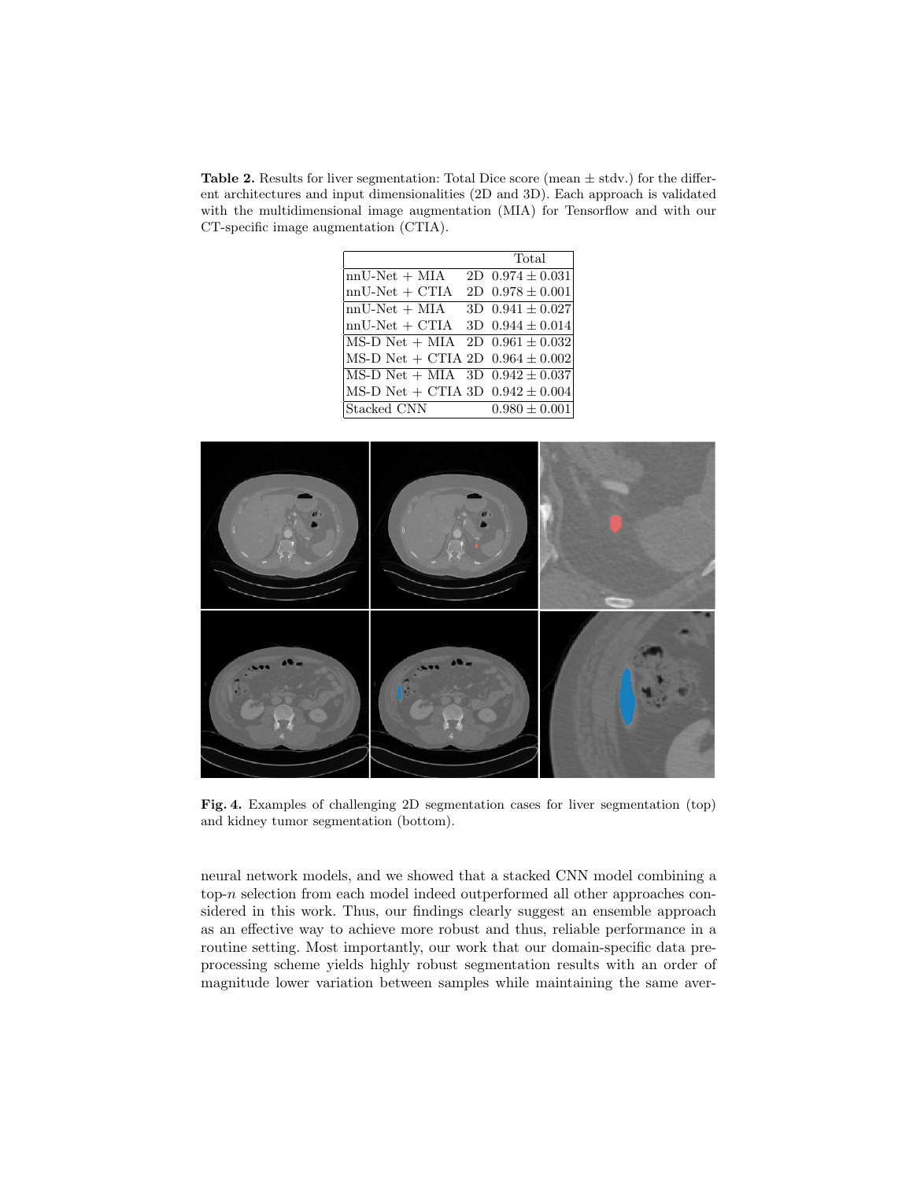**Table 2.** Results for liver segmentation: Total Dice score (mean ± stdv.) for the different architectures and input dimensionalities (2D and 3D). Each approach is validated with the multidimensional image augmentation (MIA) for Tensorflow and with our CT-specific image augmentation (CTIA).

| | | Total |
|---|---|---|
| nnU-Net + MIA | 2D | $0.974 \pm 0.031$ |
| nnU-Net + CTIA | 2D | $0.978 \pm 0.001$ |
| nnU-Net + MIA | 3D | $0.941 \pm 0.027$ |
| nnU-Net + CTIA | 3D | $0.944 \pm 0.014$ |
| MS-D Net + MIA | 2D | $0.961 \pm 0.032$ |
| MS-D Net + CTIA | 2D | $0.964 \pm 0.002$ |
| MS-D Net + MIA | 3D | $0.942 \pm 0.037$ |
| MS-D Net + CTIA | 3D | $0.942 \pm 0.004$ |
| Stacked CNN | | $0.980 \pm 0.001$ |

**Fig. 4.** Examples of challenging 2D segmentation cases for liver segmentation (top) and kidney tumor segmentation (bottom).

neural network models, and we showed that a stacked CNN model combining a top-$n$ selection from each model indeed outperformed all other approaches considered in this work. Thus, our findings clearly suggest an ensemble approach as an effective way to achieve more robust and thus, reliable performance in a routine setting. Most importantly, our work that our domain-specific data preprocessing scheme yields highly robust segmentation results with an order of magnitude lower variation between samples while maintaining the same aver-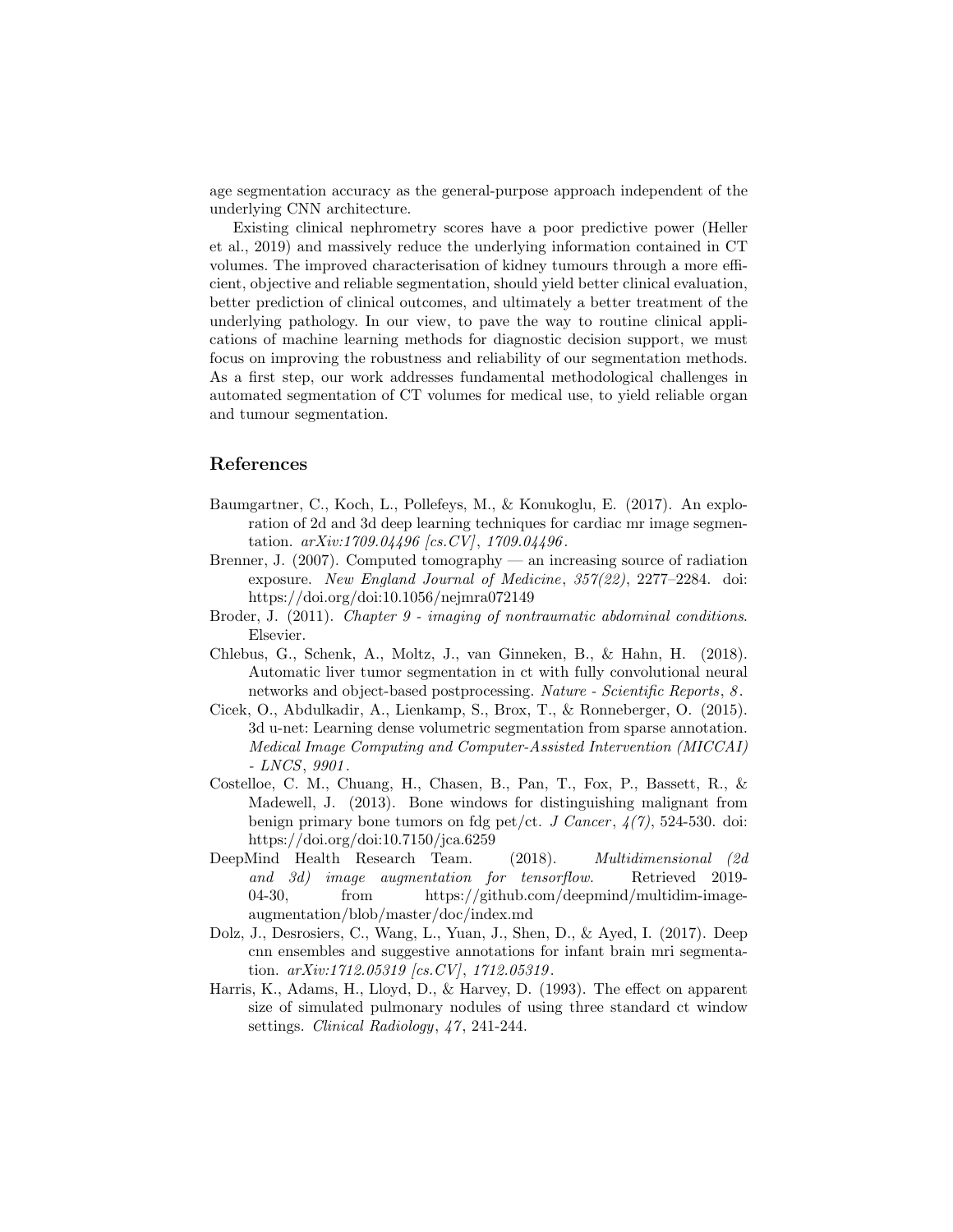age segmentation accuracy as the general-purpose approach independent of the underlying CNN architecture.

Existing clinical nephrometry scores have a poor predictive power (Heller et al., 2019) and massively reduce the underlying information contained in CT volumes. The improved characterisation of kidney tumours through a more efficient, objective and reliable segmentation, should yield better clinical evaluation, better prediction of clinical outcomes, and ultimately a better treatment of the underlying pathology. In our view, to pave the way to routine clinical applications of machine learning methods for diagnostic decision support, we must focus on improving the robustness and reliability of our segmentation methods. As a first step, our work addresses fundamental methodological challenges in automated segmentation of CT volumes for medical use, to yield reliable organ and tumour segmentation.

## References

Baumgartner, C., Koch, L., Pollefeys, M., & Konukoglu, E. (2017). An exploration of 2d and 3d deep learning techniques for cardiac mr image segmentation. *arXiv:1709.04496 [cs.CV]*, *1709.04496*.

Brenner, J. (2007). Computed tomography — an increasing source of radiation exposure. *New England Journal of Medicine*, *357(22)*, 2277–2284. doi: https://doi.org/doi:10.1056/nejmra072149

Broder, J. (2011). *Chapter 9 - imaging of nontraumatic abdominal conditions*. Elsevier.

Chlebus, G., Schenk, A., Moltz, J., van Ginneken, B., & Hahn, H. (2018). Automatic liver tumor segmentation in ct with fully convolutional neural networks and object-based postprocessing. *Nature - Scientific Reports*, *8*.

Cicek, O., Abdulkadir, A., Lienkamp, S., Brox, T., & Ronneberger, O. (2015). 3d u-net: Learning dense volumetric segmentation from sparse annotation. *Medical Image Computing and Computer-Assisted Intervention (MICCAI) - LNCS*, *9901*.

Costelloe, C. M., Chuang, H., Chasen, B., Pan, T., Fox, P., Bassett, R., & Madewell, J. (2013). Bone windows for distinguishing malignant from benign primary bone tumors on fdg pet/ct. *J Cancer*, *4(7)*, 524-530. doi: https://doi.org/doi:10.7150/jca.6259

DeepMind Health Research Team. (2018). *Multidimensional (2d and 3d) image augmentation for tensorflow*. Retrieved 2019-04-30, from https://github.com/deepmind/multidim-image-augmentation/blob/master/doc/index.md

Dolz, J., Desrosiers, C., Wang, L., Yuan, J., Shen, D., & Ayed, I. (2017). Deep cnn ensembles and suggestive annotations for infant brain mri segmentation. *arXiv:1712.05319 [cs.CV]*, *1712.05319*.

Harris, K., Adams, H., Lloyd, D., & Harvey, D. (1993). The effect on apparent size of simulated pulmonary nodules of using three standard ct window settings. *Clinical Radiology*, *47*, 241-244.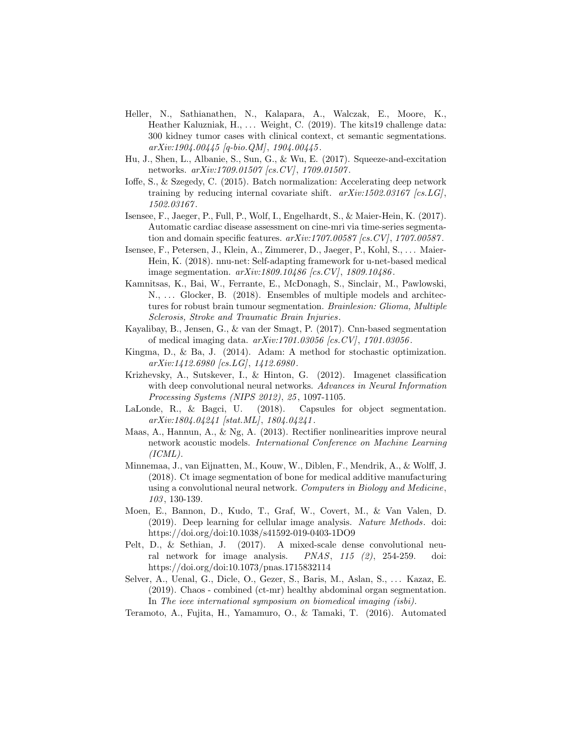Heller, N., Sathianathen, N., Kalapara, A., Walczak, E., Moore, K., Heather Kaluzniak, H., ... Weight, C. (2019). The kits19 challenge data: 300 kidney tumor cases with clinical context, ct semantic segmentations. *arXiv:1904.00445 [q-bio.QM], 1904.00445*.

Hu, J., Shen, L., Albanie, S., Sun, G., & Wu, E. (2017). Squeeze-and-excitation networks. *arXiv:1709.01507 [cs.CV], 1709.01507*.

Ioffe, S., & Szegedy, C. (2015). Batch normalization: Accelerating deep network training by reducing internal covariate shift. *arXiv:1502.03167 [cs.LG], 1502.03167*.

Isensee, F., Jaeger, P., Full, P., Wolf, I., Engelhardt, S., & Maier-Hein, K. (2017). Automatic cardiac disease assessment on cine-mri via time-series segmentation and domain specific features. *arXiv:1707.00587 [cs.CV], 1707.00587*.

Isensee, F., Petersen, J., Klein, A., Zimmerer, D., Jaeger, P., Kohl, S., ... Maier-Hein, K. (2018). nnu-net: Self-adapting framework for u-net-based medical image segmentation. *arXiv:1809.10486 [cs.CV], 1809.10486*.

Kamnitsas, K., Bai, W., Ferrante, E., McDonagh, S., Sinclair, M., Pawlowski, N., ... Glocker, B. (2018). Ensembles of multiple models and architectures for robust brain tumour segmentation. *Brainlesion: Glioma, Multiple Sclerosis, Stroke and Traumatic Brain Injuries*.

Kayalibay, B., Jensen, G., & van der Smagt, P. (2017). Cnn-based segmentation of medical imaging data. *arXiv:1701.03056 [cs.CV], 1701.03056*.

Kingma, D., & Ba, J. (2014). Adam: A method for stochastic optimization. *arXiv:1412.6980 [cs.LG], 1412.6980*.

Krizhevsky, A., Sutskever, I., & Hinton, G. (2012). Imagenet classification with deep convolutional neural networks. *Advances in Neural Information Processing Systems (NIPS 2012)*, *25*, 1097-1105.

LaLonde, R., & Bagci, U. (2018). Capsules for object segmentation. *arXiv:1804.04241 [stat.ML], 1804.04241*.

Maas, A., Hannun, A., & Ng, A. (2013). Rectifier nonlinearities improve neural network acoustic models. *International Conference on Machine Learning (ICML)*.

Minnemaa, J., van Eijnatten, M., Kouw, W., Diblen, F., Mendrik, A., & Wolff, J. (2018). Ct image segmentation of bone for medical additive manufacturing using a convolutional neural network. *Computers in Biology and Medicine*, *103*, 130-139.

Moen, E., Bannon, D., Kudo, T., Graf, W., Covert, M., & Van Valen, D. (2019). Deep learning for cellular image analysis. *Nature Methods*. doi: https://doi.org/doi:10.1038/s41592-019-0403-1DO9

Pelt, D., & Sethian, J. (2017). A mixed-scale dense convolutional neural network for image analysis. *PNAS*, *115 (2)*, 254-259. doi: https://doi.org/doi:10.1073/pnas.1715832114

Selver, A., Uenal, G., Dicle, O., Gezer, S., Baris, M., Aslan, S., ... Kazaz, E. (2019). Chaos - combined (ct-mr) healthy abdominal organ segmentation. In *The ieee international symposium on biomedical imaging (isbi)*.

Teramoto, A., Fujita, H., Yamamuro, O., & Tamaki, T. (2016). Automated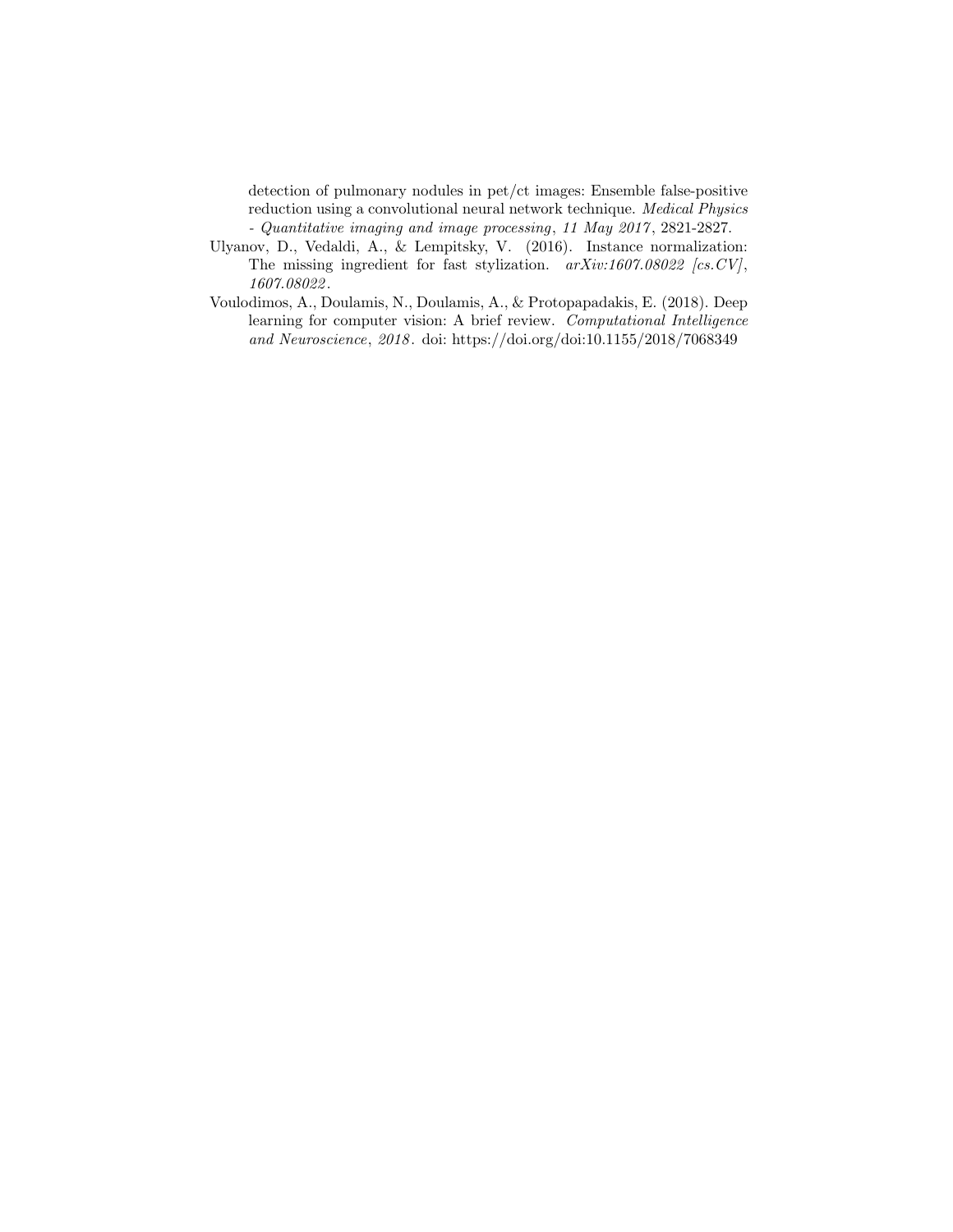detection of pulmonary nodules in pet/ct images: Ensemble false-positive reduction using a convolutional neural network technique. *Medical Physics - Quantitative imaging and image processing*, *11 May 2017*, 2821-2827.

Ulyanov, D., Vedaldi, A., & Lempitsky, V. (2016). Instance normalization: The missing ingredient for fast stylization. *arXiv:1607.08022 [cs.CV]*, *1607.08022*.

Voulodimos, A., Doulamis, N., Doulamis, A., & Protopapadakis, E. (2018). Deep learning for computer vision: A brief review. *Computational Intelligence and Neuroscience*, *2018*. doi: https://doi.org/doi:10.1155/2018/7068349